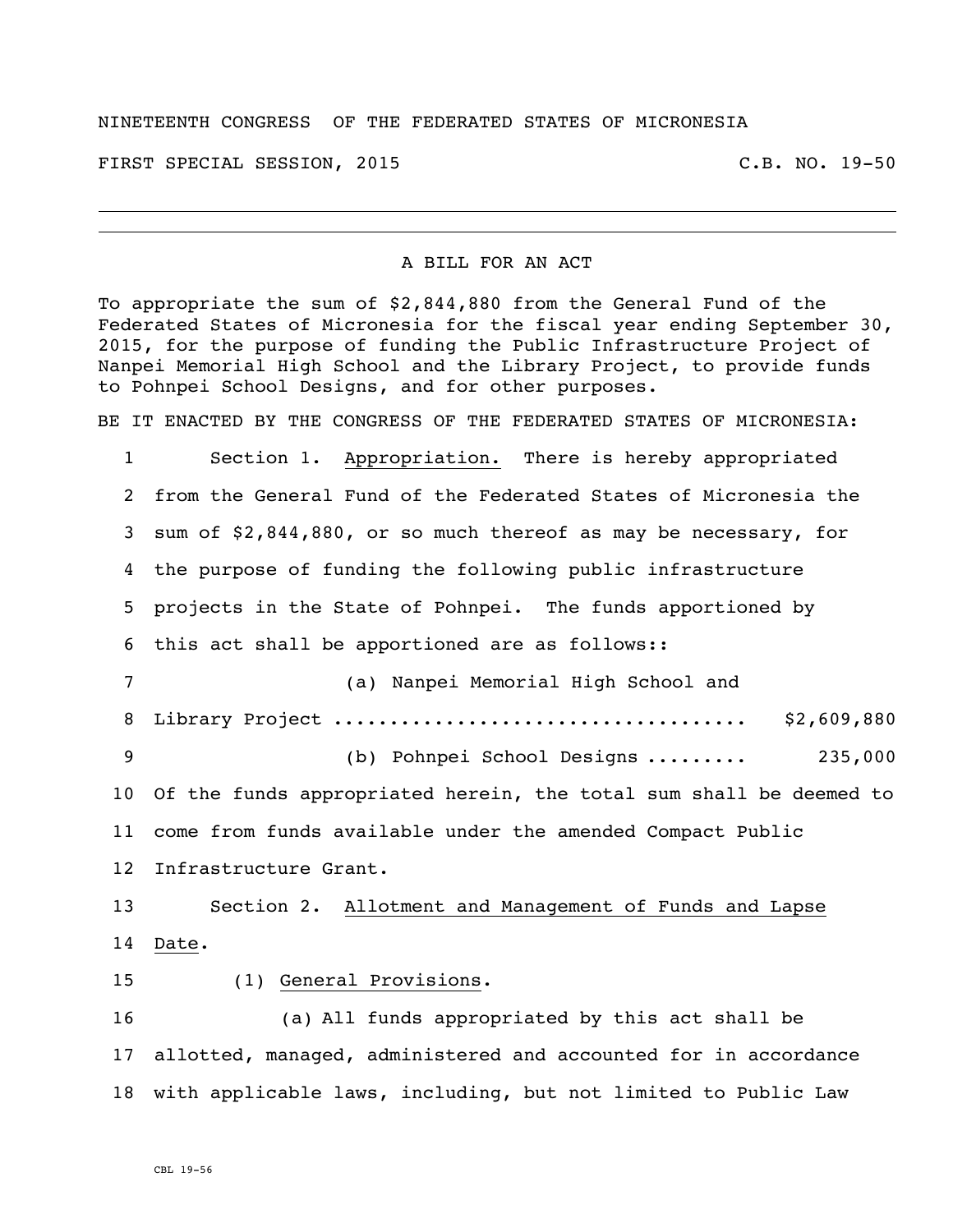NINETEENTH CONGRESS OF THE FEDERATED STATES OF MICRONESIA

FIRST SPECIAL SESSION, 2015 C.B. NO. 19-50

---

## A BILL FOR AN ACT

To appropriate the sum of $2,844,880 from the General Fund of the Federated States of Micronesia for the fiscal year ending September 30, 2015, for the purpose of funding the Public Infrastructure Project of Nanpei Memorial High School and the Library Project, to provide funds to Pohnpei School Designs, and for other purposes.

BE IT ENACTED BY THE CONGRESS OF THE FEDERATED STATES OF MICRONESIA:

1 Section 1. Appropriation. There is hereby appropriated
2 from the General Fund of the Federated States of Micronesia the
3 sum of $2,844,880, or so much thereof as may be necessary, for
4 the purpose of funding the following public infrastructure
5 projects in the State of Pohnpei. The funds apportioned by
6 this act shall be apportioned are as follows::
7 (a) Nanpei Memorial High School and
8 Library Project .................................... $2,609,880
9 (b) Pohnpei School Designs ......... 235,000
10 Of the funds appropriated herein, the total sum shall be deemed to
11 come from funds available under the amended Compact Public
12 Infrastructure Grant.
13 Section 2. Allotment and Management of Funds and Lapse
14 Date.
15 (1) General Provisions.
16 (a) All funds appropriated by this act shall be
17 allotted, managed, administered and accounted for in accordance
18 with applicable laws, including, but not limited to Public Law

CBL 19-56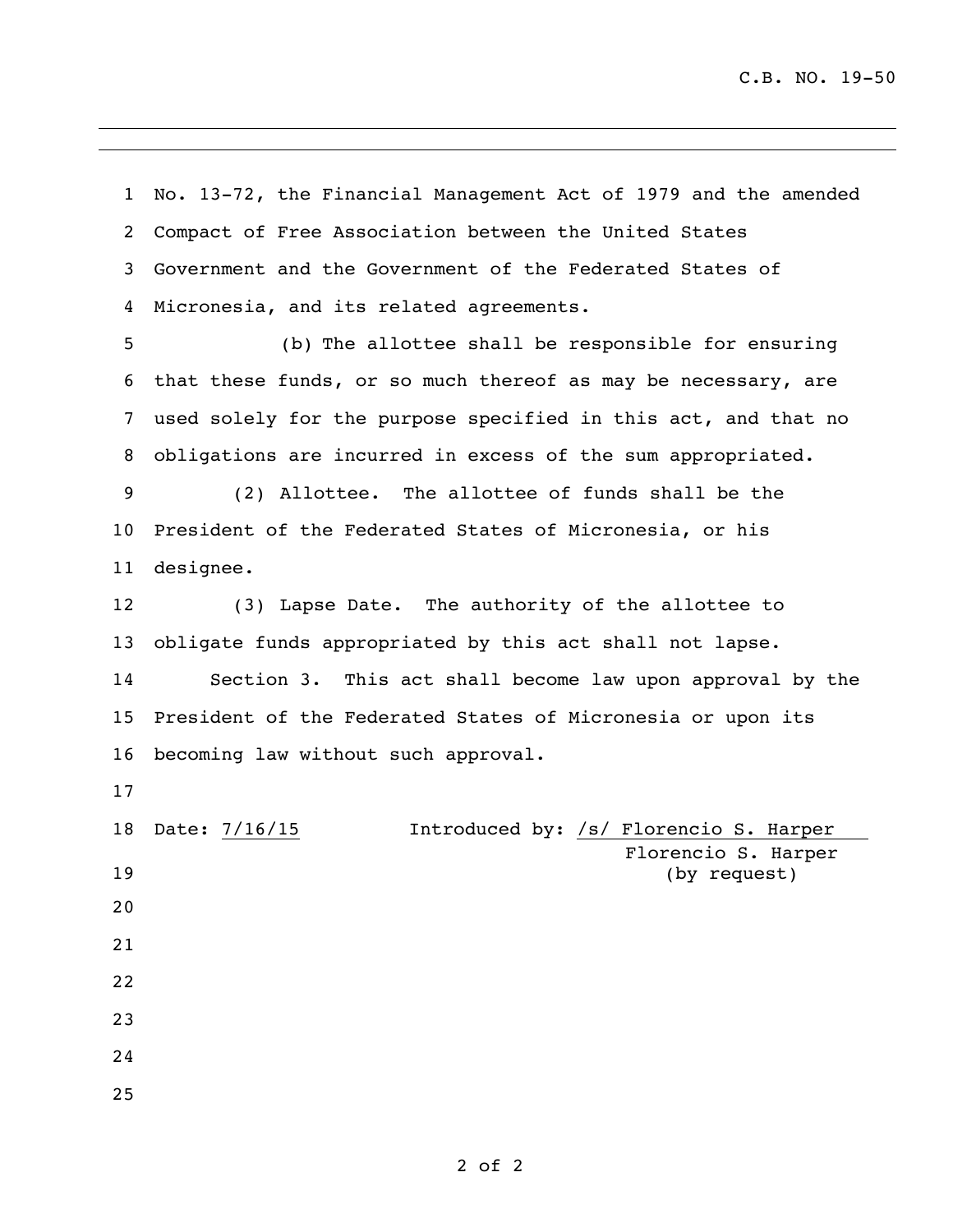No. 13-72, the Financial Management Act of 1979 and the amended Compact of Free Association between the United States Government and the Government of the Federated States of Micronesia, and its related agreements.

(b) The allottee shall be responsible for ensuring that these funds, or so much thereof as may be necessary, are used solely for the purpose specified in this act, and that no obligations are incurred in excess of the sum appropriated.

(2) Allottee. The allottee of funds shall be the President of the Federated States of Micronesia, or his designee.

(3) Lapse Date. The authority of the allottee to obligate funds appropriated by this act shall not lapse.

Section 3. This act shall become law upon approval by the President of the Federated States of Micronesia or upon its becoming law without such approval.

Date: 7/16/15

Introduced by: /s/ Florencio S. Harper
Florencio S. Harper
(by request)